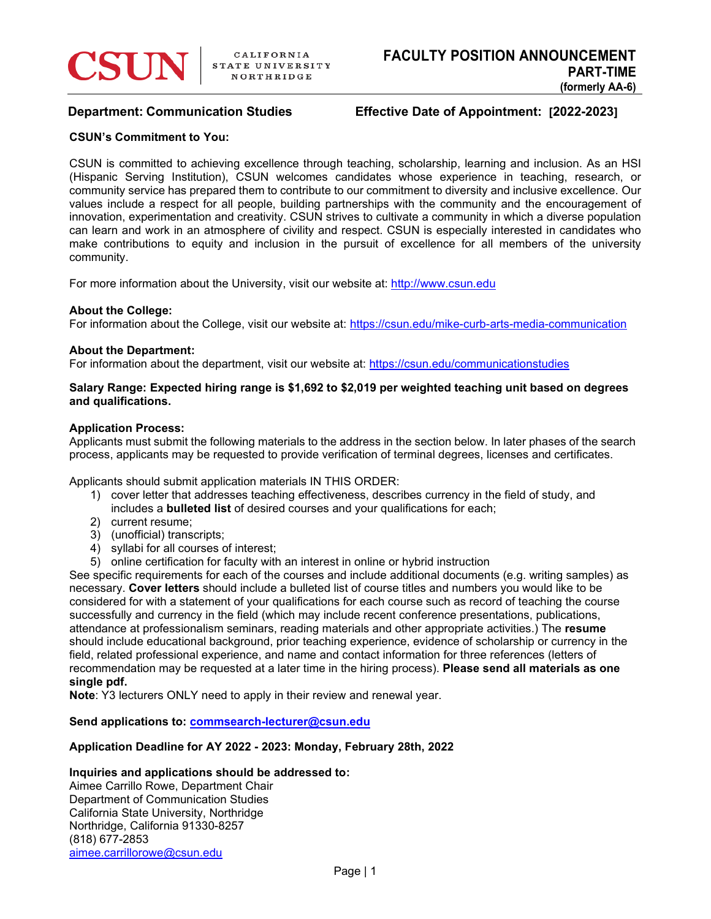CSUN | CALIFORNIA STATE UNIVERSITY NORTHRIDGE

# FACULTY POSITION ANNOUNCEMENT
## PART-TIME
**(formerly AA-6)**

**Department: Communication Studies** **Effective Date of Appointment: [2022-2023]**

**CSUN's Commitment to You:**

CSUN is committed to achieving excellence through teaching, scholarship, learning and inclusion. As an HSI (Hispanic Serving Institution), CSUN welcomes candidates whose experience in teaching, research, or community service has prepared them to contribute to our commitment to diversity and inclusive excellence. Our values include a respect for all people, building partnerships with the community and the encouragement of innovation, experimentation and creativity. CSUN strives to cultivate a community in which a diverse population can learn and work in an atmosphere of civility and respect. CSUN is especially interested in candidates who make contributions to equity and inclusion in the pursuit of excellence for all members of the university community.

For more information about the University, visit our website at: http://www.csun.edu

**About the College:**
For information about the College, visit our website at: https://csun.edu/mike-curb-arts-media-communication

**About the Department:**
For information about the department, visit our website at: https://csun.edu/communicationstudies

**Salary Range: Expected hiring range is $1,692 to $2,019 per weighted teaching unit based on degrees and qualifications.**

**Application Process:**
Applicants must submit the following materials to the address in the section below. In later phases of the search process, applicants may be requested to provide verification of terminal degrees, licenses and certificates.

Applicants should submit application materials IN THIS ORDER:

1) cover letter that addresses teaching effectiveness, describes currency in the field of study, and includes a **bulleted list** of desired courses and your qualifications for each;
2) current resume;
3) (unofficial) transcripts;
4) syllabi for all courses of interest;
5) online certification for faculty with an interest in online or hybrid instruction

See specific requirements for each of the courses and include additional documents (e.g. writing samples) as necessary. **Cover letters** should include a bulleted list of course titles and numbers you would like to be considered for with a statement of your qualifications for each course such as record of teaching the course successfully and currency in the field (which may include recent conference presentations, publications, attendance at professionalism seminars, reading materials and other appropriate activities.) The **resume** should include educational background, prior teaching experience, evidence of scholarship or currency in the field, related professional experience, and name and contact information for three references (letters of recommendation may be requested at a later time in the hiring process). **Please send all materials as one single pdf.**

**Note**: Y3 lecturers ONLY need to apply in their review and renewal year.

**Send applications to: commsearch-lecturer@csun.edu**

**Application Deadline for AY 2022 - 2023: Monday, February 28th, 2022**

**Inquiries and applications should be addressed to:**
Aimee Carrillo Rowe, Department Chair
Department of Communication Studies
California State University, Northridge
Northridge, California 91330-8257
(818) 677-2853
aimee.carrillorowe@csun.edu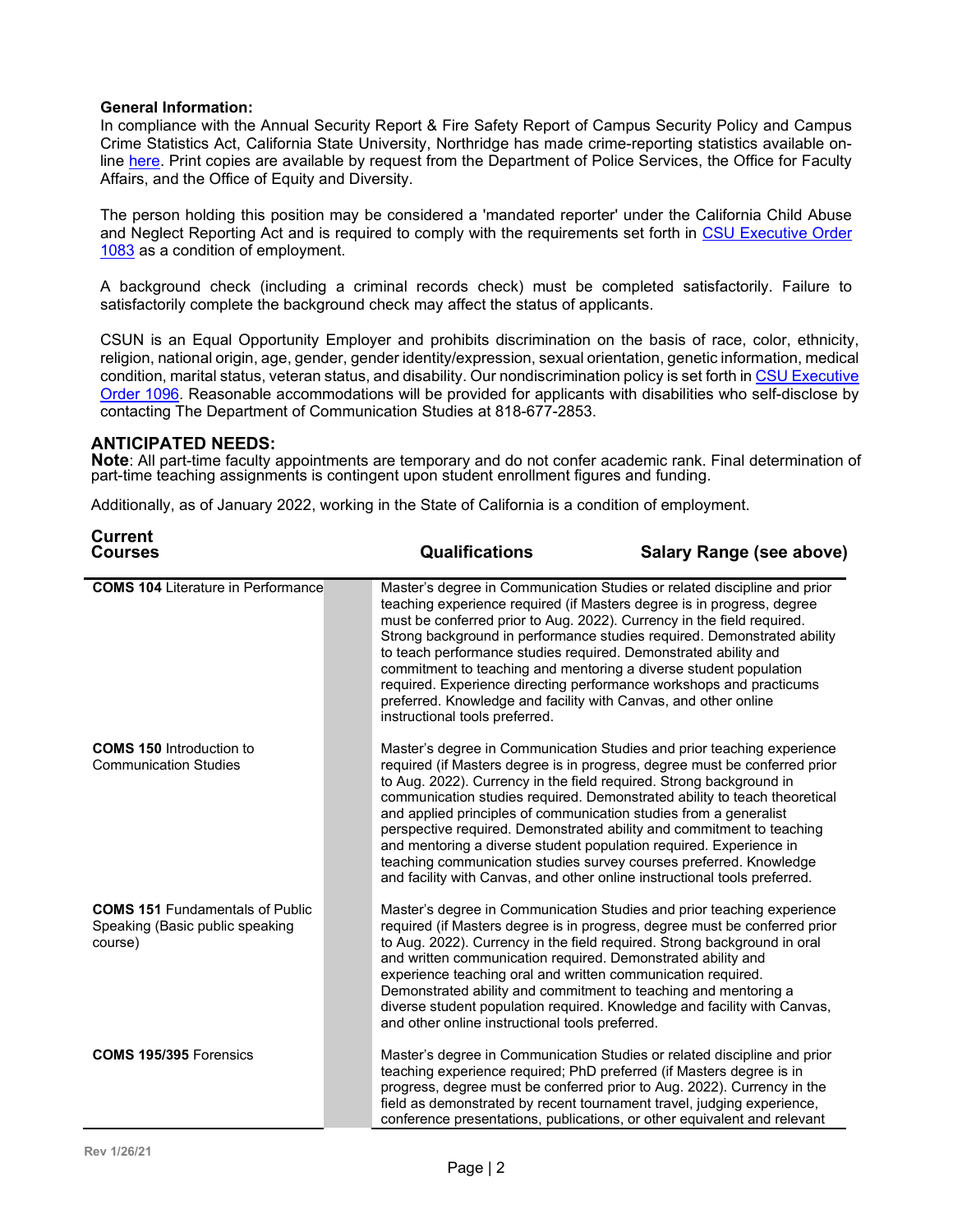**General Information:**
In compliance with the Annual Security Report & Fire Safety Report of Campus Security Policy and Campus Crime Statistics Act, California State University, Northridge has made crime-reporting statistics available on-line [here](). Print copies are available by request from the Department of Police Services, the Office for Faculty Affairs, and the Office of Equity and Diversity.

The person holding this position may be considered a 'mandated reporter' under the California Child Abuse and Neglect Reporting Act and is required to comply with the requirements set forth in [CSU Executive Order 1083]() as a condition of employment.

A background check (including a criminal records check) must be completed satisfactorily. Failure to satisfactorily complete the background check may affect the status of applicants.

CSUN is an Equal Opportunity Employer and prohibits discrimination on the basis of race, color, ethnicity, religion, national origin, age, gender, gender identity/expression, sexual orientation, genetic information, medical condition, marital status, veteran status, and disability. Our nondiscrimination policy is set forth in [CSU Executive Order 1096](). Reasonable accommodations will be provided for applicants with disabilities who self-disclose by contacting The Department of Communication Studies at 818-677-2853.

## ANTICIPATED NEEDS:

**Note**: All part-time faculty appointments are temporary and do not confer academic rank. Final determination of part-time teaching assignments is contingent upon student enrollment figures and funding.

Additionally, as of January 2022, working in the State of California is a condition of employment.

| Current Courses | | Qualifications | Salary Range (see above) |
|---|---|---|---|
| **COMS 104** Literature in Performance | | Master's degree in Communication Studies or related discipline and prior teaching experience required (if Masters degree is in progress, degree must be conferred prior to Aug. 2022). Currency in the field required. Strong background in performance studies required. Demonstrated ability to teach performance studies required. Demonstrated ability and commitment to teaching and mentoring a diverse student population required. Experience directing performance workshops and practicums preferred. Knowledge and facility with Canvas, and other online instructional tools preferred. | |
| **COMS 150** Introduction to Communication Studies | | Master's degree in Communication Studies and prior teaching experience required (if Masters degree is in progress, degree must be conferred prior to Aug. 2022). Currency in the field required. Strong background in communication studies required. Demonstrated ability to teach theoretical and applied principles of communication studies from a generalist perspective required. Demonstrated ability and commitment to teaching and mentoring a diverse student population required. Experience in teaching communication studies survey courses preferred. Knowledge and facility with Canvas, and other online instructional tools preferred. | |
| **COMS 151** Fundamentals of Public Speaking (Basic public speaking course) | | Master's degree in Communication Studies and prior teaching experience required (if Masters degree is in progress, degree must be conferred prior to Aug. 2022). Currency in the field required. Strong background in oral and written communication required. Demonstrated ability and experience teaching oral and written communication required. Demonstrated ability and commitment to teaching and mentoring a diverse student population required. Knowledge and facility with Canvas, and other online instructional tools preferred. | |
| **COMS 195/395** Forensics | | Master's degree in Communication Studies or related discipline and prior teaching experience required; PhD preferred (if Masters degree is in progress, degree must be conferred prior to Aug. 2022). Currency in the field as demonstrated by recent tournament travel, judging experience, conference presentations, publications, or other equivalent and relevant | |

Rev 1/26/21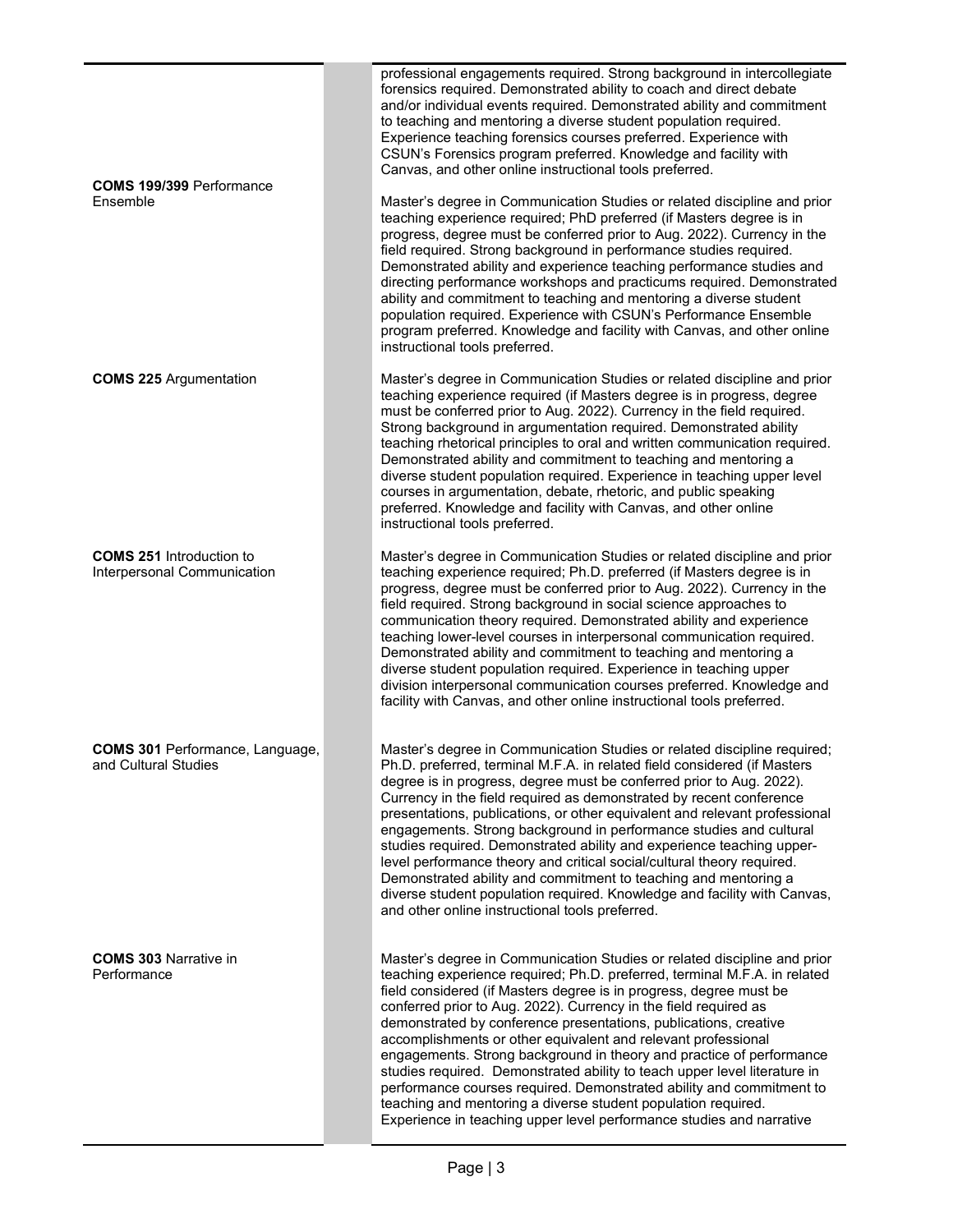| Course | | Qualifications |
|---|---|---|
| | | professional engagements required. Strong background in intercollegiate forensics required. Demonstrated ability to coach and direct debate and/or individual events required. Demonstrated ability and commitment to teaching and mentoring a diverse student population required. Experience teaching forensics courses preferred. Experience with CSUN's Forensics program preferred. Knowledge and facility with Canvas, and other online instructional tools preferred. |
| **COMS 199/399** Performance Ensemble | | Master's degree in Communication Studies or related discipline and prior teaching experience required; PhD preferred (if Masters degree is in progress, degree must be conferred prior to Aug. 2022). Currency in the field required. Strong background in performance studies required. Demonstrated ability and experience teaching performance studies and directing performance workshops and practicums required. Demonstrated ability and commitment to teaching and mentoring a diverse student population required. Experience with CSUN's Performance Ensemble program preferred. Knowledge and facility with Canvas, and other online instructional tools preferred. |
| **COMS 225** Argumentation | | Master's degree in Communication Studies or related discipline and prior teaching experience required (if Masters degree is in progress, degree must be conferred prior to Aug. 2022). Currency in the field required. Strong background in argumentation required. Demonstrated ability teaching rhetorical principles to oral and written communication required. Demonstrated ability and commitment to teaching and mentoring a diverse student population required. Experience in teaching upper level courses in argumentation, debate, rhetoric, and public speaking preferred. Knowledge and facility with Canvas, and other online instructional tools preferred. |
| **COMS 251** Introduction to Interpersonal Communication | | Master's degree in Communication Studies or related discipline and prior teaching experience required; Ph.D. preferred (if Masters degree is in progress, degree must be conferred prior to Aug. 2022). Currency in the field required. Strong background in social science approaches to communication theory required. Demonstrated ability and experience teaching lower-level courses in interpersonal communication required. Demonstrated ability and commitment to teaching and mentoring a diverse student population required. Experience in teaching upper division interpersonal communication courses preferred. Knowledge and facility with Canvas, and other online instructional tools preferred. |
| **COMS 301** Performance, Language, and Cultural Studies | | Master's degree in Communication Studies or related discipline required; Ph.D. preferred, terminal M.F.A. in related field considered (if Masters degree is in progress, degree must be conferred prior to Aug. 2022). Currency in the field required as demonstrated by recent conference presentations, publications, or other equivalent and relevant professional engagements. Strong background in performance studies and cultural studies required. Demonstrated ability and experience teaching upper-level performance theory and critical social/cultural theory required. Demonstrated ability and commitment to teaching and mentoring a diverse student population required. Knowledge and facility with Canvas, and other online instructional tools preferred. |
| **COMS 303** Narrative in Performance | | Master's degree in Communication Studies or related discipline and prior teaching experience required; Ph.D. preferred, terminal M.F.A. in related field considered (if Masters degree is in progress, degree must be conferred prior to Aug. 2022). Currency in the field required as demonstrated by conference presentations, publications, creative accomplishments or other equivalent and relevant professional engagements. Strong background in theory and practice of performance studies required. Demonstrated ability to teach upper level literature in performance courses required. Demonstrated ability and commitment to teaching and mentoring a diverse student population required. Experience in teaching upper level performance studies and narrative |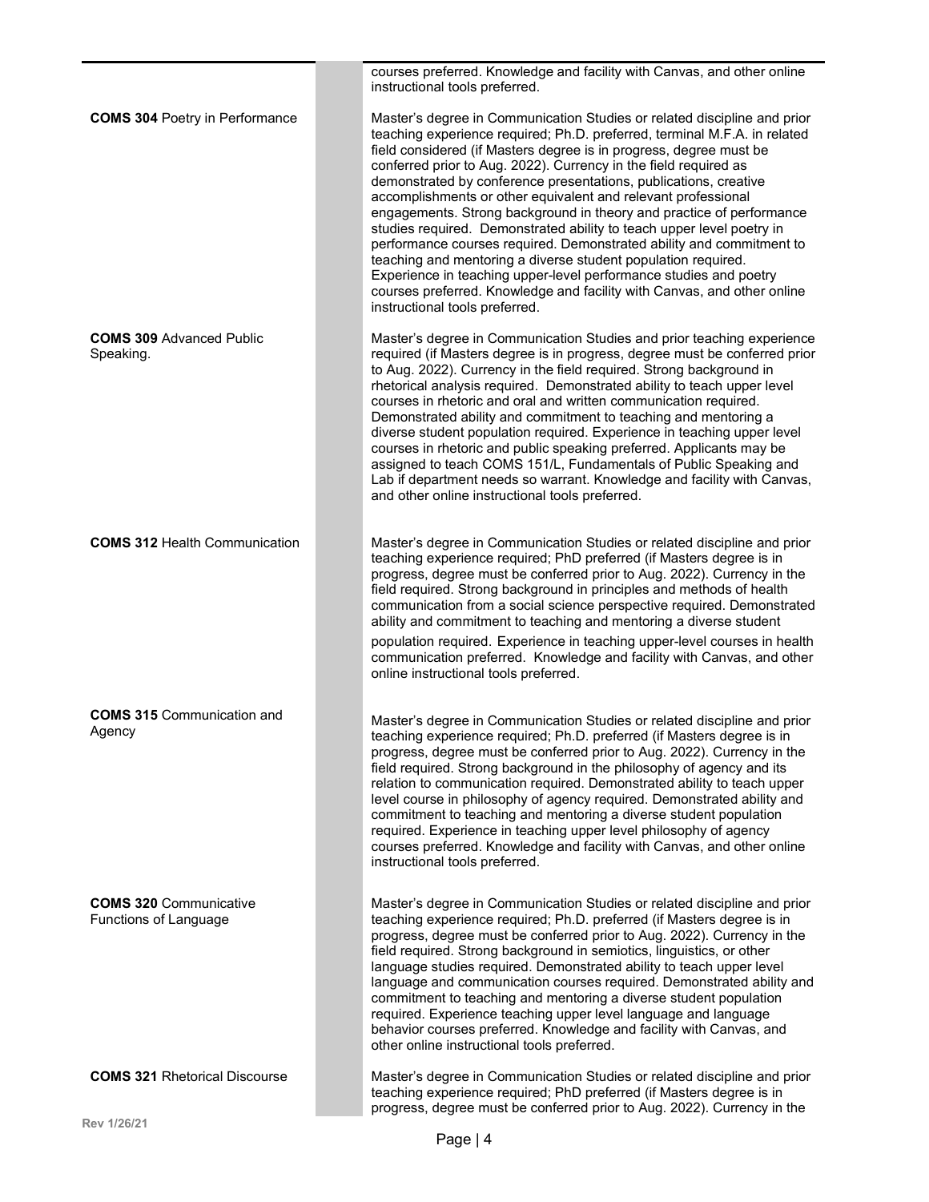| | |
|---|---|
| | courses preferred. Knowledge and facility with Canvas, and other online instructional tools preferred. |
| **COMS 304** Poetry in Performance | Master's degree in Communication Studies or related discipline and prior teaching experience required; Ph.D. preferred, terminal M.F.A. in related field considered (if Masters degree is in progress, degree must be conferred prior to Aug. 2022). Currency in the field required as demonstrated by conference presentations, publications, creative accomplishments or other equivalent and relevant professional engagements. Strong background in theory and practice of performance studies required. Demonstrated ability to teach upper level poetry in performance courses required. Demonstrated ability and commitment to teaching and mentoring a diverse student population required. Experience in teaching upper-level performance studies and poetry courses preferred. Knowledge and facility with Canvas, and other online instructional tools preferred. |
| **COMS 309** Advanced Public Speaking. | Master's degree in Communication Studies and prior teaching experience required (if Masters degree is in progress, degree must be conferred prior to Aug. 2022). Currency in the field required. Strong background in rhetorical analysis required. Demonstrated ability to teach upper level courses in rhetoric and oral and written communication required. Demonstrated ability and commitment to teaching and mentoring a diverse student population required. Experience in teaching upper level courses in rhetoric and public speaking preferred. Applicants may be assigned to teach COMS 151/L, Fundamentals of Public Speaking and Lab if department needs so warrant. Knowledge and facility with Canvas, and other online instructional tools preferred. |
| **COMS 312** Health Communication | Master's degree in Communication Studies or related discipline and prior teaching experience required; PhD preferred (if Masters degree is in progress, degree must be conferred prior to Aug. 2022). Currency in the field required. Strong background in principles and methods of health communication from a social science perspective required. Demonstrated ability and commitment to teaching and mentoring a diverse student population required. Experience in teaching upper-level courses in health communication preferred. Knowledge and facility with Canvas, and other online instructional tools preferred. |
| **COMS 315** Communication and Agency | Master's degree in Communication Studies or related discipline and prior teaching experience required; Ph.D. preferred (if Masters degree is in progress, degree must be conferred prior to Aug. 2022). Currency in the field required. Strong background in the philosophy of agency and its relation to communication required. Demonstrated ability to teach upper level course in philosophy of agency required. Demonstrated ability and commitment to teaching and mentoring a diverse student population required. Experience in teaching upper level philosophy of agency courses preferred. Knowledge and facility with Canvas, and other online instructional tools preferred. |
| **COMS 320** Communicative Functions of Language | Master's degree in Communication Studies or related discipline and prior teaching experience required; Ph.D. preferred (if Masters degree is in progress, degree must be conferred prior to Aug. 2022). Currency in the field required. Strong background in semiotics, linguistics, or other language studies required. Demonstrated ability to teach upper level language and communication courses required. Demonstrated ability and commitment to teaching and mentoring a diverse student population required. Experience teaching upper level language and language behavior courses preferred. Knowledge and facility with Canvas, and other online instructional tools preferred. |
| **COMS 321** Rhetorical Discourse | Master's degree in Communication Studies or related discipline and prior teaching experience required; PhD preferred (if Masters degree is in progress, degree must be conferred prior to Aug. 2022). Currency in the |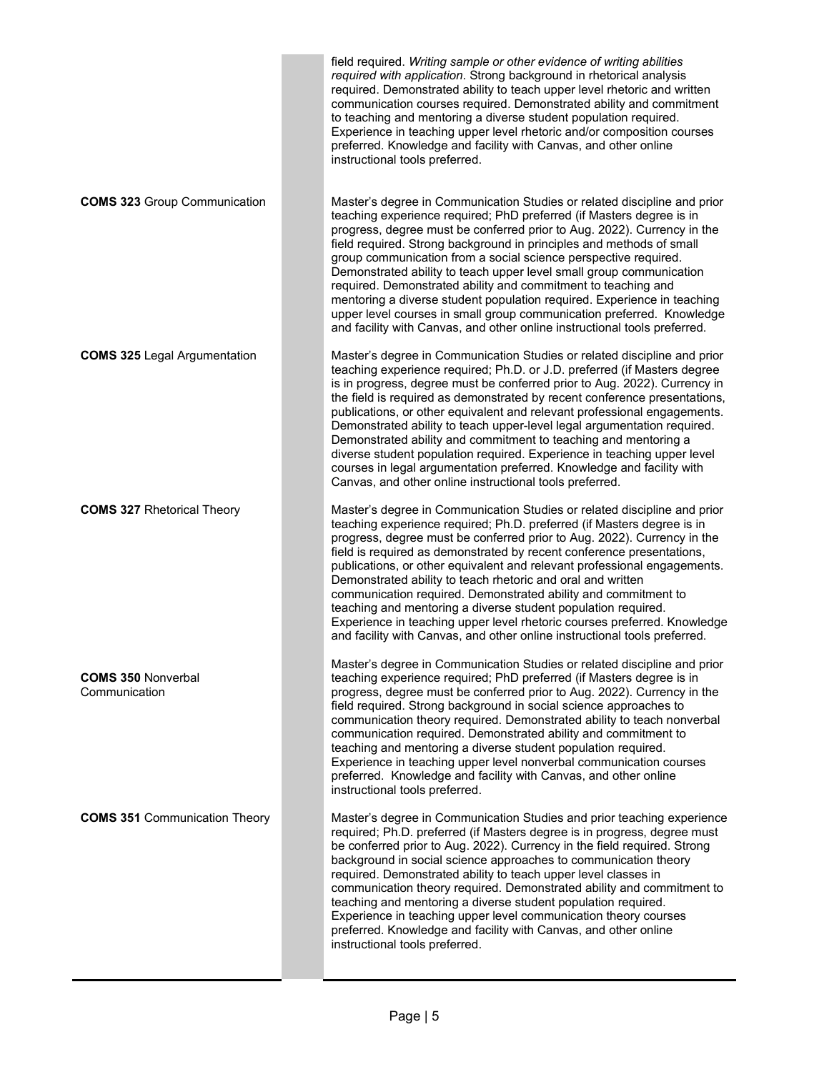| | |
|---|---|
| | field required. *Writing sample or other evidence of writing abilities required with application*. Strong background in rhetorical analysis required. Demonstrated ability to teach upper level rhetoric and written communication courses required. Demonstrated ability and commitment to teaching and mentoring a diverse student population required. Experience in teaching upper level rhetoric and/or composition courses preferred. Knowledge and facility with Canvas, and other online instructional tools preferred. |
| **COMS 323** Group Communication | Master's degree in Communication Studies or related discipline and prior teaching experience required; PhD preferred (if Masters degree is in progress, degree must be conferred prior to Aug. 2022). Currency in the field required. Strong background in principles and methods of small group communication from a social science perspective required. Demonstrated ability to teach upper level small group communication required. Demonstrated ability and commitment to teaching and mentoring a diverse student population required. Experience in teaching upper level courses in small group communication preferred. Knowledge and facility with Canvas, and other online instructional tools preferred. |
| **COMS 325** Legal Argumentation | Master's degree in Communication Studies or related discipline and prior teaching experience required; Ph.D. or J.D. preferred (if Masters degree is in progress, degree must be conferred prior to Aug. 2022). Currency in the field is required as demonstrated by recent conference presentations, publications, or other equivalent and relevant professional engagements. Demonstrated ability to teach upper-level legal argumentation required. Demonstrated ability and commitment to teaching and mentoring a diverse student population required. Experience in teaching upper level courses in legal argumentation preferred. Knowledge and facility with Canvas, and other online instructional tools preferred. |
| **COMS 327** Rhetorical Theory | Master's degree in Communication Studies or related discipline and prior teaching experience required; Ph.D. preferred (if Masters degree is in progress, degree must be conferred prior to Aug. 2022). Currency in the field is required as demonstrated by recent conference presentations, publications, or other equivalent and relevant professional engagements. Demonstrated ability to teach rhetoric and oral and written communication required. Demonstrated ability and commitment to teaching and mentoring a diverse student population required. Experience in teaching upper level rhetoric courses preferred. Knowledge and facility with Canvas, and other online instructional tools preferred. |
| **COMS 350** Nonverbal Communication | Master's degree in Communication Studies or related discipline and prior teaching experience required; PhD preferred (if Masters degree is in progress, degree must be conferred prior to Aug. 2022). Currency in the field required. Strong background in social science approaches to communication theory required. Demonstrated ability to teach nonverbal communication required. Demonstrated ability and commitment to teaching and mentoring a diverse student population required. Experience in teaching upper level nonverbal communication courses preferred. Knowledge and facility with Canvas, and other online instructional tools preferred. |
| **COMS 351** Communication Theory | Master's degree in Communication Studies and prior teaching experience required; Ph.D. preferred (if Masters degree is in progress, degree must be conferred prior to Aug. 2022). Currency in the field required. Strong background in social science approaches to communication theory required. Demonstrated ability to teach upper level classes in communication theory required. Demonstrated ability and commitment to teaching and mentoring a diverse student population required. Experience in teaching upper level communication theory courses preferred. Knowledge and facility with Canvas, and other online instructional tools preferred. |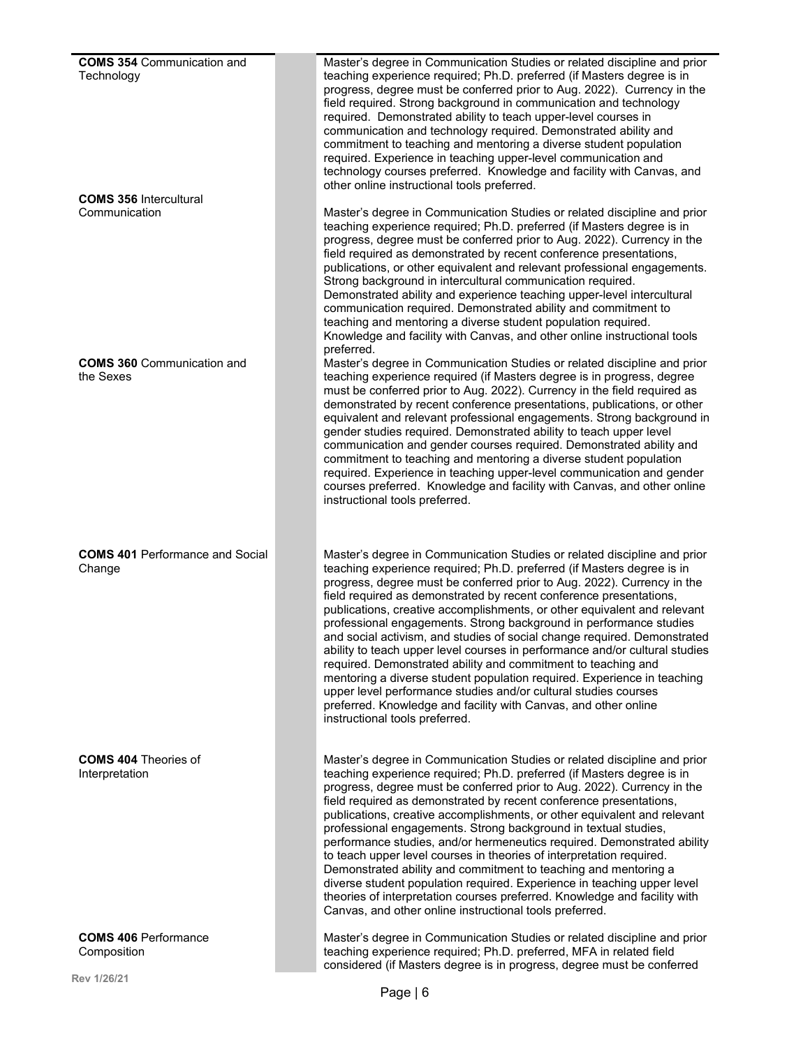| | | |
|---|---|---|
| **COMS 354** Communication and Technology | | Master's degree in Communication Studies or related discipline and prior teaching experience required; Ph.D. preferred (if Masters degree is in progress, degree must be conferred prior to Aug. 2022). Currency in the field required. Strong background in communication and technology required. Demonstrated ability to teach upper-level courses in communication and technology required. Demonstrated ability and commitment to teaching and mentoring a diverse student population required. Experience in teaching upper-level communication and technology courses preferred. Knowledge and facility with Canvas, and other online instructional tools preferred. |
| **COMS 356** Intercultural Communication | | Master's degree in Communication Studies or related discipline and prior teaching experience required; Ph.D. preferred (if Masters degree is in progress, degree must be conferred prior to Aug. 2022). Currency in the field required as demonstrated by recent conference presentations, publications, or other equivalent and relevant professional engagements. Strong background in intercultural communication required. Demonstrated ability and experience teaching upper-level intercultural communication required. Demonstrated ability and commitment to teaching and mentoring a diverse student population required. Knowledge and facility with Canvas, and other online instructional tools preferred. |
| **COMS 360** Communication and the Sexes | | Master's degree in Communication Studies or related discipline and prior teaching experience required (if Masters degree is in progress, degree must be conferred prior to Aug. 2022). Currency in the field required as demonstrated by recent conference presentations, publications, or other equivalent and relevant professional engagements. Strong background in gender studies required. Demonstrated ability to teach upper level communication and gender courses required. Demonstrated ability and commitment to teaching and mentoring a diverse student population required. Experience in teaching upper-level communication and gender courses preferred. Knowledge and facility with Canvas, and other online instructional tools preferred. |
| **COMS 401** Performance and Social Change | | Master's degree in Communication Studies or related discipline and prior teaching experience required; Ph.D. preferred (if Masters degree is in progress, degree must be conferred prior to Aug. 2022). Currency in the field required as demonstrated by recent conference presentations, publications, creative accomplishments, or other equivalent and relevant professional engagements. Strong background in performance studies and social activism, and studies of social change required. Demonstrated ability to teach upper level courses in performance and/or cultural studies required. Demonstrated ability and commitment to teaching and mentoring a diverse student population required. Experience in teaching upper level performance studies and/or cultural studies courses preferred. Knowledge and facility with Canvas, and other online instructional tools preferred. |
| **COMS 404** Theories of Interpretation | | Master's degree in Communication Studies or related discipline and prior teaching experience required; Ph.D. preferred (if Masters degree is in progress, degree must be conferred prior to Aug. 2022). Currency in the field required as demonstrated by recent conference presentations, publications, creative accomplishments, or other equivalent and relevant professional engagements. Strong background in textual studies, performance studies, and/or hermeneutics required. Demonstrated ability to teach upper level courses in theories of interpretation required. Demonstrated ability and commitment to teaching and mentoring a diverse student population required. Experience in teaching upper level theories of interpretation courses preferred. Knowledge and facility with Canvas, and other online instructional tools preferred. |
| **COMS 406** Performance Composition | | Master's degree in Communication Studies or related discipline and prior teaching experience required; Ph.D. preferred, MFA in related field considered (if Masters degree is in progress, degree must be conferred |

Rev 1/26/21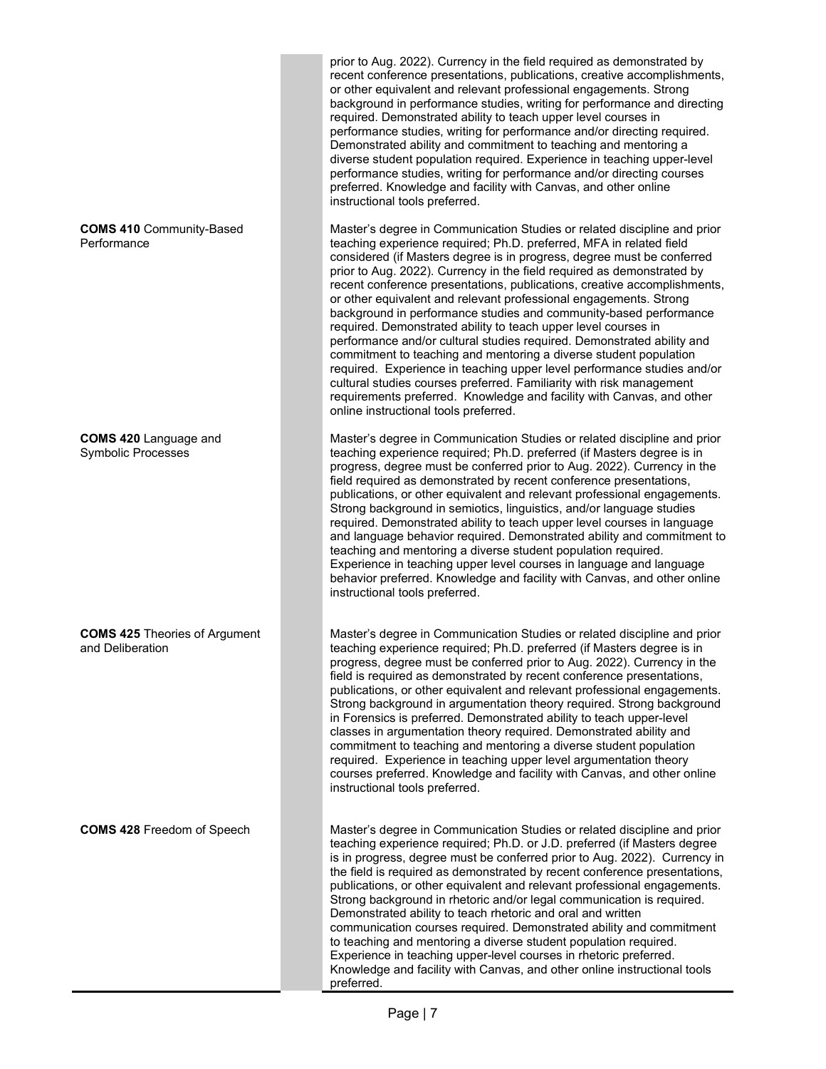| | |
|---|---|
| | prior to Aug. 2022). Currency in the field required as demonstrated by recent conference presentations, publications, creative accomplishments, or other equivalent and relevant professional engagements. Strong background in performance studies, writing for performance and directing required. Demonstrated ability to teach upper level courses in performance studies, writing for performance and/or directing required. Demonstrated ability and commitment to teaching and mentoring a diverse student population required. Experience in teaching upper-level performance studies, writing for performance and/or directing courses preferred. Knowledge and facility with Canvas, and other online instructional tools preferred. |
| **COMS 410** Community-Based Performance | Master's degree in Communication Studies or related discipline and prior teaching experience required; Ph.D. preferred, MFA in related field considered (if Masters degree is in progress, degree must be conferred prior to Aug. 2022). Currency in the field required as demonstrated by recent conference presentations, publications, creative accomplishments, or other equivalent and relevant professional engagements. Strong background in performance studies and community-based performance required. Demonstrated ability to teach upper level courses in performance and/or cultural studies required. Demonstrated ability and commitment to teaching and mentoring a diverse student population required. Experience in teaching upper level performance studies and/or cultural studies courses preferred. Familiarity with risk management requirements preferred. Knowledge and facility with Canvas, and other online instructional tools preferred. |
| **COMS 420** Language and Symbolic Processes | Master's degree in Communication Studies or related discipline and prior teaching experience required; Ph.D. preferred (if Masters degree is in progress, degree must be conferred prior to Aug. 2022). Currency in the field required as demonstrated by recent conference presentations, publications, or other equivalent and relevant professional engagements. Strong background in semiotics, linguistics, and/or language studies required. Demonstrated ability to teach upper level courses in language and language behavior required. Demonstrated ability and commitment to teaching and mentoring a diverse student population required. Experience in teaching upper level courses in language and language behavior preferred. Knowledge and facility with Canvas, and other online instructional tools preferred. |
| **COMS 425** Theories of Argument and Deliberation | Master's degree in Communication Studies or related discipline and prior teaching experience required; Ph.D. preferred (if Masters degree is in progress, degree must be conferred prior to Aug. 2022). Currency in the field is required as demonstrated by recent conference presentations, publications, or other equivalent and relevant professional engagements. Strong background in argumentation theory required. Strong background in Forensics is preferred. Demonstrated ability to teach upper-level classes in argumentation theory required. Demonstrated ability and commitment to teaching and mentoring a diverse student population required. Experience in teaching upper level argumentation theory courses preferred. Knowledge and facility with Canvas, and other online instructional tools preferred. |
| **COMS 428** Freedom of Speech | Master's degree in Communication Studies or related discipline and prior teaching experience required; Ph.D. or J.D. preferred (if Masters degree is in progress, degree must be conferred prior to Aug. 2022). Currency in the field is required as demonstrated by recent conference presentations, publications, or other equivalent and relevant professional engagements. Strong background in rhetoric and/or legal communication is required. Demonstrated ability to teach rhetoric and oral and written communication courses required. Demonstrated ability and commitment to teaching and mentoring a diverse student population required. Experience in teaching upper-level courses in rhetoric preferred. Knowledge and facility with Canvas, and other online instructional tools preferred. |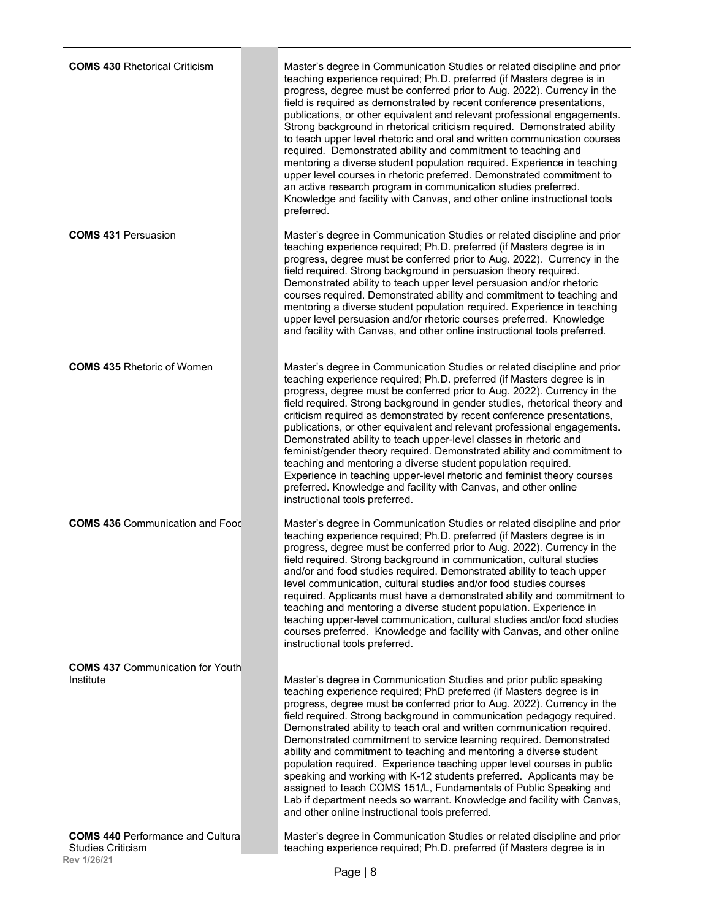| | |
|---|---|
| **COMS 430** Rhetorical Criticism | Master's degree in Communication Studies or related discipline and prior teaching experience required; Ph.D. preferred (if Masters degree is in progress, degree must be conferred prior to Aug. 2022). Currency in the field is required as demonstrated by recent conference presentations, publications, or other equivalent and relevant professional engagements. Strong background in rhetorical criticism required. Demonstrated ability to teach upper level rhetoric and oral and written communication courses required. Demonstrated ability and commitment to teaching and mentoring a diverse student population required. Experience in teaching upper level courses in rhetoric preferred. Demonstrated commitment to an active research program in communication studies preferred. Knowledge and facility with Canvas, and other online instructional tools preferred. |
| **COMS 431** Persuasion | Master's degree in Communication Studies or related discipline and prior teaching experience required; Ph.D. preferred (if Masters degree is in progress, degree must be conferred prior to Aug. 2022). Currency in the field required. Strong background in persuasion theory required. Demonstrated ability to teach upper level persuasion and/or rhetoric courses required. Demonstrated ability and commitment to teaching and mentoring a diverse student population required. Experience in teaching upper level persuasion and/or rhetoric courses preferred. Knowledge and facility with Canvas, and other online instructional tools preferred. |
| **COMS 435** Rhetoric of Women | Master's degree in Communication Studies or related discipline and prior teaching experience required; Ph.D. preferred (if Masters degree is in progress, degree must be conferred prior to Aug. 2022). Currency in the field required. Strong background in gender studies, rhetorical theory and criticism required as demonstrated by recent conference presentations, publications, or other equivalent and relevant professional engagements. Demonstrated ability to teach upper-level classes in rhetoric and feminist/gender theory required. Demonstrated ability and commitment to teaching and mentoring a diverse student population required. Experience in teaching upper-level rhetoric and feminist theory courses preferred. Knowledge and facility with Canvas, and other online instructional tools preferred. |
| **COMS 436** Communication and Food | Master's degree in Communication Studies or related discipline and prior teaching experience required; Ph.D. preferred (if Masters degree is in progress, degree must be conferred prior to Aug. 2022). Currency in the field required. Strong background in communication, cultural studies and/or and food studies required. Demonstrated ability to teach upper level communication, cultural studies and/or food studies courses required. Applicants must have a demonstrated ability and commitment to teaching and mentoring a diverse student population. Experience in teaching upper-level communication, cultural studies and/or food studies courses preferred. Knowledge and facility with Canvas, and other online instructional tools preferred. |
| **COMS 437** Communication for Youth Institute | Master's degree in Communication Studies and prior public speaking teaching experience required; PhD preferred (if Masters degree is in progress, degree must be conferred prior to Aug. 2022). Currency in the field required. Strong background in communication pedagogy required. Demonstrated ability to teach oral and written communication required. Demonstrated commitment to service learning required. Demonstrated ability and commitment to teaching and mentoring a diverse student population required. Experience teaching upper level courses in public speaking and working with K-12 students preferred. Applicants may be assigned to teach COMS 151/L, Fundamentals of Public Speaking and Lab if department needs so warrant. Knowledge and facility with Canvas, and other online instructional tools preferred. |
| **COMS 440** Performance and Cultural Studies Criticism | Master's degree in Communication Studies or related discipline and prior teaching experience required; Ph.D. preferred (if Masters degree is in |

Rev 1/26/21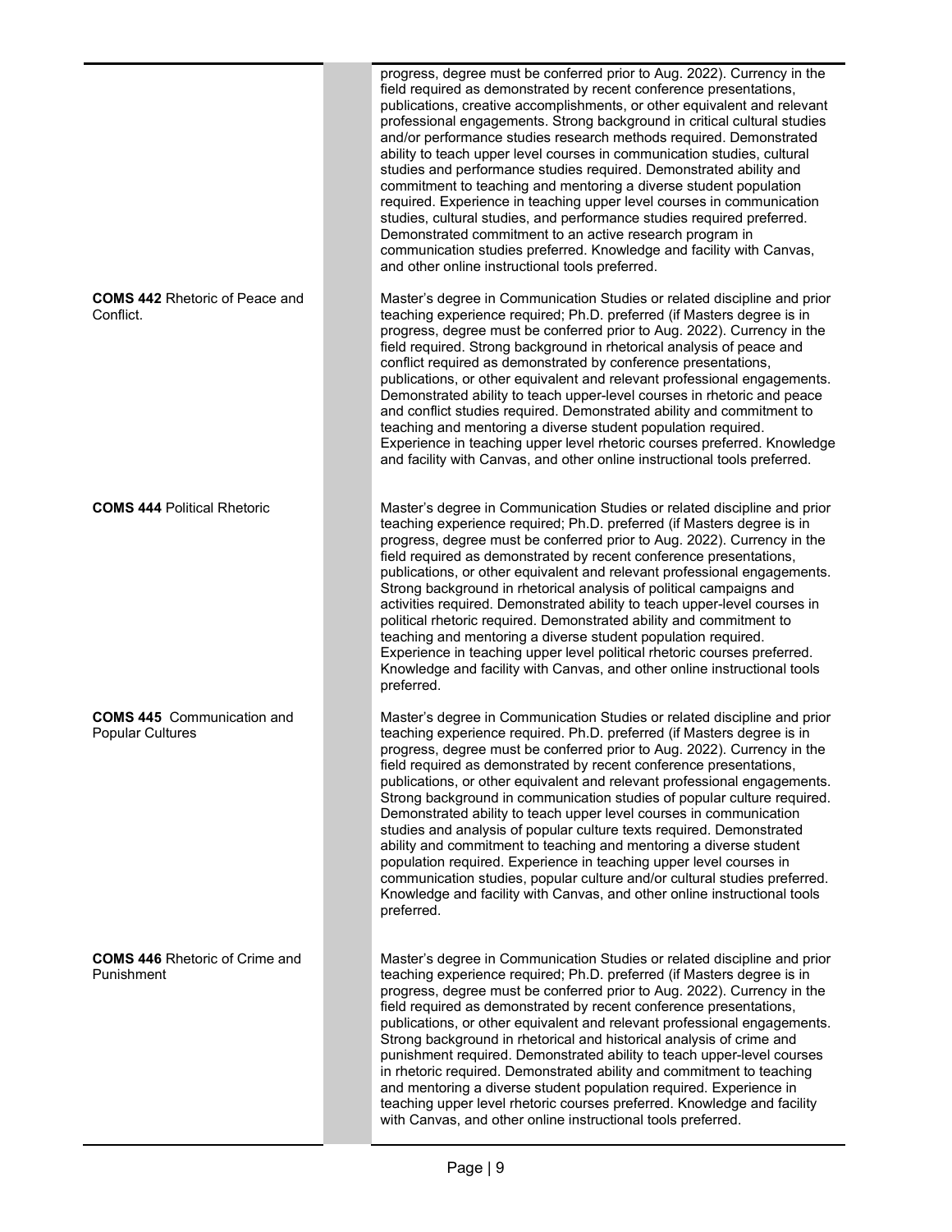| | | |
|---|---|---|
| | | progress, degree must be conferred prior to Aug. 2022). Currency in the field required as demonstrated by recent conference presentations, publications, creative accomplishments, or other equivalent and relevant professional engagements. Strong background in critical cultural studies and/or performance studies research methods required. Demonstrated ability to teach upper level courses in communication studies, cultural studies and performance studies required. Demonstrated ability and commitment to teaching and mentoring a diverse student population required. Experience in teaching upper level courses in communication studies, cultural studies, and performance studies required preferred. Demonstrated commitment to an active research program in communication studies preferred. Knowledge and facility with Canvas, and other online instructional tools preferred. |
| **COMS 442** Rhetoric of Peace and Conflict. | | Master's degree in Communication Studies or related discipline and prior teaching experience required; Ph.D. preferred (if Masters degree is in progress, degree must be conferred prior to Aug. 2022). Currency in the field required. Strong background in rhetorical analysis of peace and conflict required as demonstrated by conference presentations, publications, or other equivalent and relevant professional engagements. Demonstrated ability to teach upper-level courses in rhetoric and peace and conflict studies required. Demonstrated ability and commitment to teaching and mentoring a diverse student population required. Experience in teaching upper level rhetoric courses preferred. Knowledge and facility with Canvas, and other online instructional tools preferred. |
| **COMS 444** Political Rhetoric | | Master's degree in Communication Studies or related discipline and prior teaching experience required; Ph.D. preferred (if Masters degree is in progress, degree must be conferred prior to Aug. 2022). Currency in the field required as demonstrated by recent conference presentations, publications, or other equivalent and relevant professional engagements. Strong background in rhetorical analysis of political campaigns and activities required. Demonstrated ability to teach upper-level courses in political rhetoric required. Demonstrated ability and commitment to teaching and mentoring a diverse student population required. Experience in teaching upper level political rhetoric courses preferred. Knowledge and facility with Canvas, and other online instructional tools preferred. |
| **COMS 445** Communication and Popular Cultures | | Master's degree in Communication Studies or related discipline and prior teaching experience required. Ph.D. preferred (if Masters degree is in progress, degree must be conferred prior to Aug. 2022). Currency in the field required as demonstrated by recent conference presentations, publications, or other equivalent and relevant professional engagements. Strong background in communication studies of popular culture required. Demonstrated ability to teach upper level courses in communication studies and analysis of popular culture texts required. Demonstrated ability and commitment to teaching and mentoring a diverse student population required. Experience in teaching upper level courses in communication studies, popular culture and/or cultural studies preferred. Knowledge and facility with Canvas, and other online instructional tools preferred. |
| **COMS 446** Rhetoric of Crime and Punishment | | Master's degree in Communication Studies or related discipline and prior teaching experience required; Ph.D. preferred (if Masters degree is in progress, degree must be conferred prior to Aug. 2022). Currency in the field required as demonstrated by recent conference presentations, publications, or other equivalent and relevant professional engagements. Strong background in rhetorical and historical analysis of crime and punishment required. Demonstrated ability to teach upper-level courses in rhetoric required. Demonstrated ability and commitment to teaching and mentoring a diverse student population required. Experience in teaching upper level rhetoric courses preferred. Knowledge and facility with Canvas, and other online instructional tools preferred. |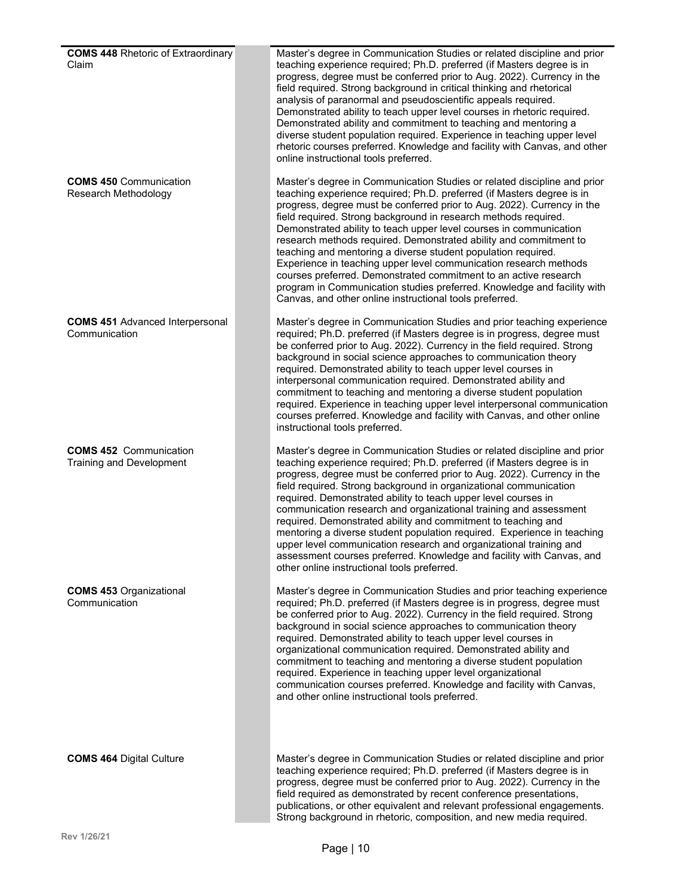| | | |
|---|---|---|
| **COMS 448** Rhetoric of Extraordinary Claim | | Master's degree in Communication Studies or related discipline and prior teaching experience required; Ph.D. preferred (if Masters degree is in progress, degree must be conferred prior to Aug. 2022). Currency in the field required. Strong background in critical thinking and rhetorical analysis of paranormal and pseudoscientific appeals required. Demonstrated ability to teach upper level courses in rhetoric required. Demonstrated ability and commitment to teaching and mentoring a diverse student population required. Experience in teaching upper level rhetoric courses preferred. Knowledge and facility with Canvas, and other online instructional tools preferred. |
| **COMS 450** Communication Research Methodology | | Master's degree in Communication Studies or related discipline and prior teaching experience required; Ph.D. preferred (if Masters degree is in progress, degree must be conferred prior to Aug. 2022). Currency in the field required. Strong background in research methods required. Demonstrated ability to teach upper level courses in communication research methods required. Demonstrated ability and commitment to teaching and mentoring a diverse student population required. Experience in teaching upper level communication research methods courses preferred. Demonstrated commitment to an active research program in Communication studies preferred. Knowledge and facility with Canvas, and other online instructional tools preferred. |
| **COMS 451** Advanced Interpersonal Communication | | Master's degree in Communication Studies and prior teaching experience required; Ph.D. preferred (if Masters degree is in progress, degree must be conferred prior to Aug. 2022). Currency in the field required. Strong background in social science approaches to communication theory required. Demonstrated ability to teach upper level courses in interpersonal communication required. Demonstrated ability and commitment to teaching and mentoring a diverse student population required. Experience in teaching upper level interpersonal communication courses preferred. Knowledge and facility with Canvas, and other online instructional tools preferred. |
| **COMS 452** Communication Training and Development | | Master's degree in Communication Studies or related discipline and prior teaching experience required; Ph.D. preferred (if Masters degree is in progress, degree must be conferred prior to Aug. 2022). Currency in the field required. Strong background in organizational communication required. Demonstrated ability to teach upper level courses in communication research and organizational training and assessment required. Demonstrated ability and commitment to teaching and mentoring a diverse student population required. Experience in teaching upper level communication research and organizational training and assessment courses preferred. Knowledge and facility with Canvas, and other online instructional tools preferred. |
| **COMS 453** Organizational Communication | | Master's degree in Communication Studies and prior teaching experience required; Ph.D. preferred (if Masters degree is in progress, degree must be conferred prior to Aug. 2022). Currency in the field required. Strong background in social science approaches to communication theory required. Demonstrated ability to teach upper level courses in organizational communication required. Demonstrated ability and commitment to teaching and mentoring a diverse student population required. Experience in teaching upper level organizational communication courses preferred. Knowledge and facility with Canvas, and other online instructional tools preferred. |
| **COMS 464** Digital Culture | | Master's degree in Communication Studies or related discipline and prior teaching experience required; Ph.D. preferred (if Masters degree is in progress, degree must be conferred prior to Aug. 2022). Currency in the field required as demonstrated by recent conference presentations, publications, or other equivalent and relevant professional engagements. Strong background in rhetoric, composition, and new media required. |

Rev 1/26/21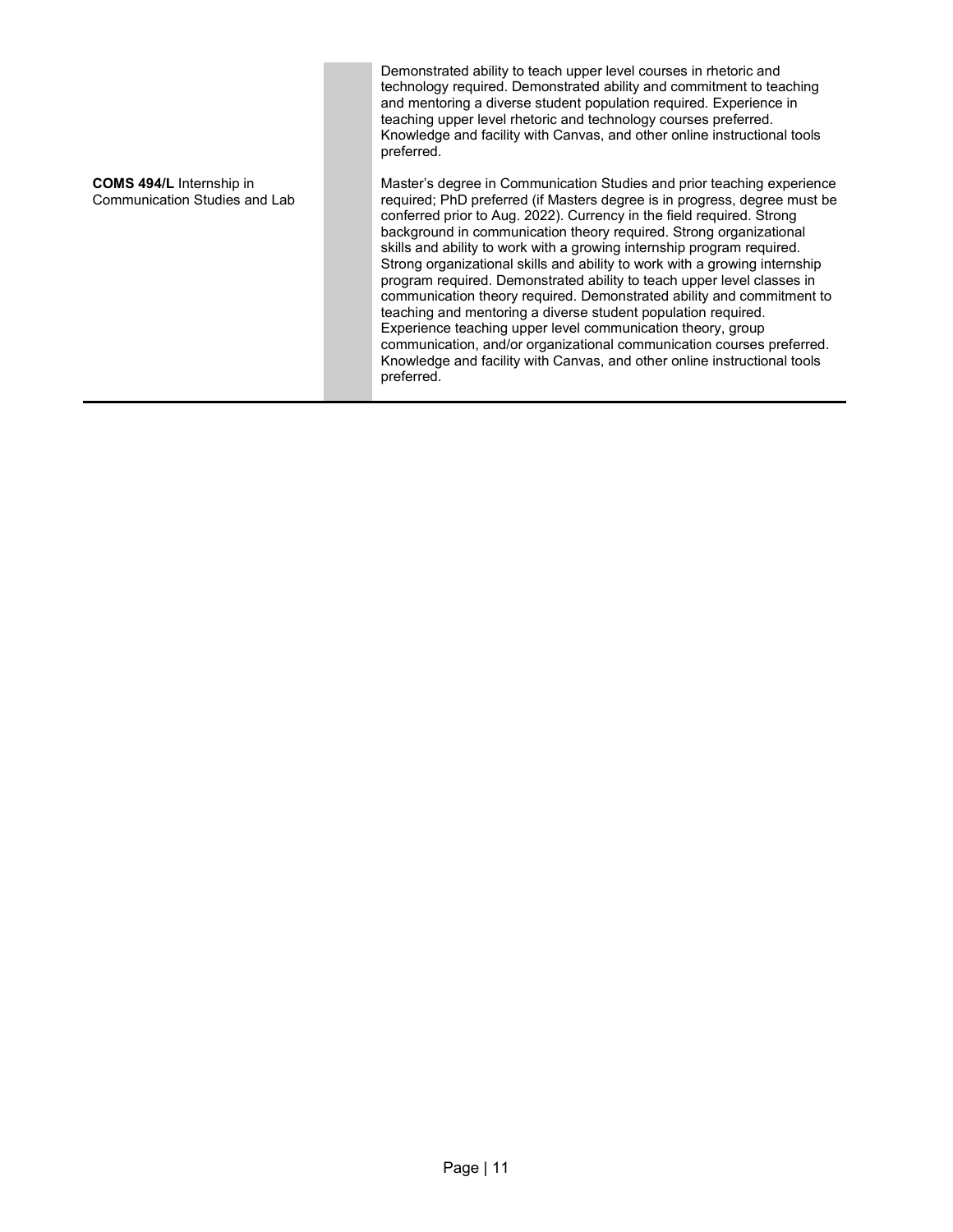| | | |
|---|---|---|
| | | Demonstrated ability to teach upper level courses in rhetoric and technology required. Demonstrated ability and commitment to teaching and mentoring a diverse student population required. Experience in teaching upper level rhetoric and technology courses preferred. Knowledge and facility with Canvas, and other online instructional tools preferred. |
| **COMS 494/L** Internship in Communication Studies and Lab | | Master's degree in Communication Studies and prior teaching experience required; PhD preferred (if Masters degree is in progress, degree must be conferred prior to Aug. 2022). Currency in the field required. Strong background in communication theory required. Strong organizational skills and ability to work with a growing internship program required. Strong organizational skills and ability to work with a growing internship program required. Demonstrated ability to teach upper level classes in communication theory required. Demonstrated ability and commitment to teaching and mentoring a diverse student population required. Experience teaching upper level communication theory, group communication, and/or organizational communication courses preferred. Knowledge and facility with Canvas, and other online instructional tools preferred. |